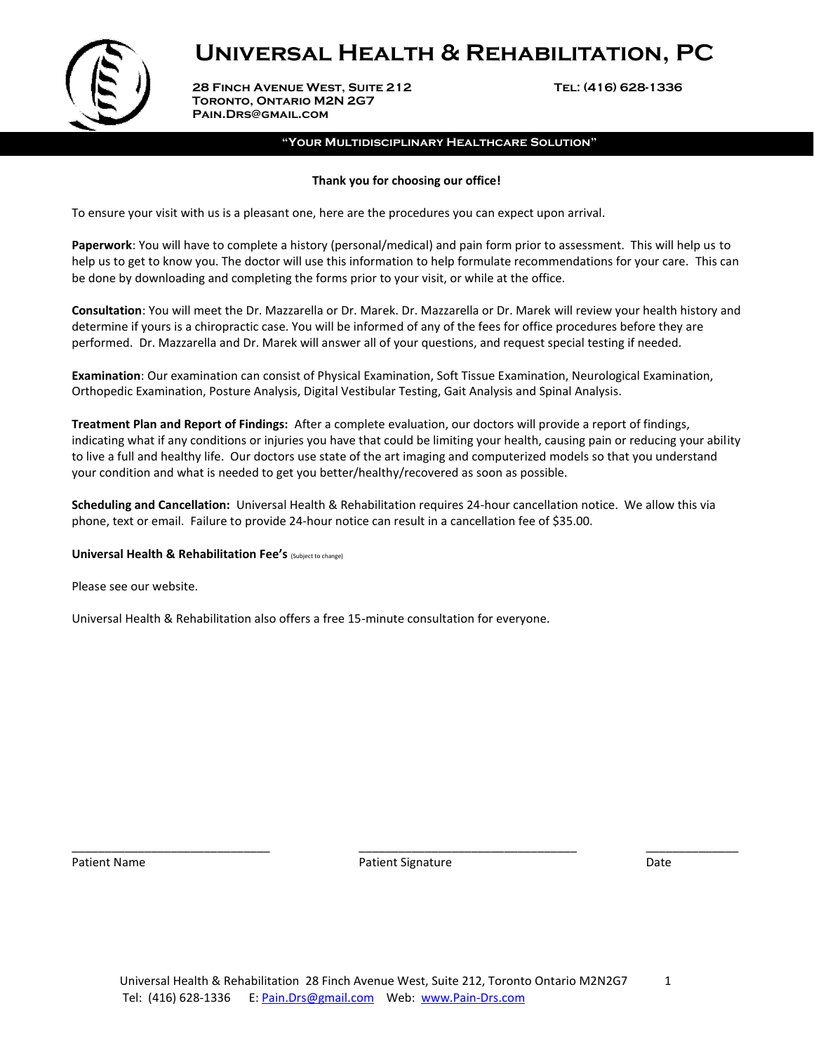# Universal Health & Rehabilitation, PC

**28 Finch Avenue West, Suite 212**
**Toronto, Ontario M2N 2G7**
**Pain.Drs@gmail.com**

**Tel: (416) 628-1336**

**"Your Multidisciplinary Healthcare Solution"**

**Thank you for choosing our office!**

To ensure your visit with us is a pleasant one, here are the procedures you can expect upon arrival.

**Paperwork**: You will have to complete a history (personal/medical) and pain form prior to assessment. This will help us to help us to get to know you. The doctor will use this information to help formulate recommendations for your care. This can be done by downloading and completing the forms prior to your visit, or while at the office.

**Consultation**: You will meet the Dr. Mazzarella or Dr. Marek. Dr. Mazzarella or Dr. Marek will review your health history and determine if yours is a chiropractic case. You will be informed of any of the fees for office procedures before they are performed. Dr. Mazzarella and Dr. Marek will answer all of your questions, and request special testing if needed.

**Examination**: Our examination can consist of Physical Examination, Soft Tissue Examination, Neurological Examination, Orthopedic Examination, Posture Analysis, Digital Vestibular Testing, Gait Analysis and Spinal Analysis.

**Treatment Plan and Report of Findings:** After a complete evaluation, our doctors will provide a report of findings, indicating what if any conditions or injuries you have that could be limiting your health, causing pain or reducing your ability to live a full and healthy life. Our doctors use state of the art imaging and computerized models so that you understand your condition and what is needed to get you better/healthy/recovered as soon as possible.

**Scheduling and Cancellation:** Universal Health & Rehabilitation requires 24-hour cancellation notice. We allow this via phone, text or email. Failure to provide 24-hour notice can result in a cancellation fee of $35.00.

**Universal Health & Rehabilitation Fee's** (Subject to change)

Please see our website.

Universal Health & Rehabilitation also offers a free 15-minute consultation for everyone.

| ______________________________ | ________________________________ | ______________ |
|---|---|---|
| Patient Name | Patient Signature | Date |

Universal Health & Rehabilitation 28 Finch Avenue West, Suite 212, Toronto Ontario M2N2G7
Tel: (416) 628-1336 E: Pain.Drs@gmail.com Web: www.Pain-Drs.com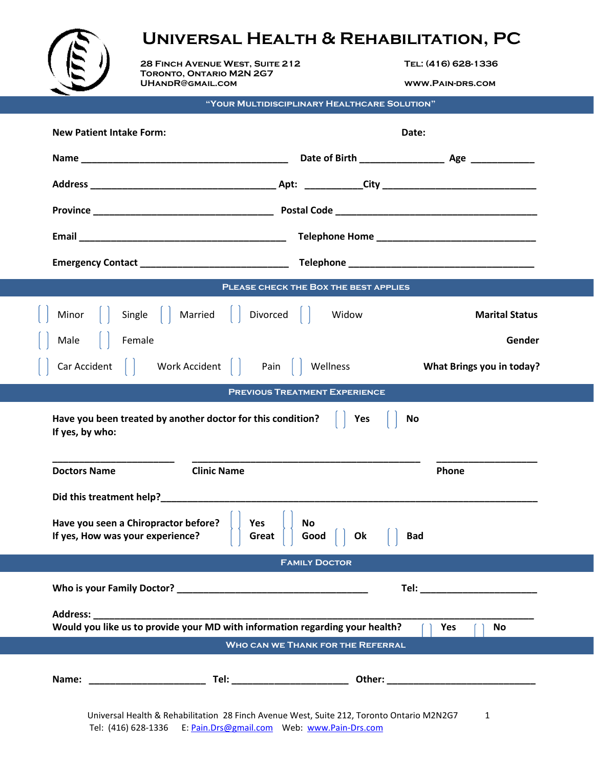# Universal Health & Rehabilitation, PC

28 Finch Avenue West, Suite 212
Toronto, Ontario M2N 2G7
UHandR@gmail.com

Tel: (416) 628-1336
www.Pain-drs.com

**"Your Multidisciplinary Healthcare Solution"**

**New Patient Intake Form:** **Date:**

**Name** ______________________________________ **Date of Birth** _______________ **Age** ___________

**Address** __________________________________ **Apt:** __________**City** ____________________________

**Province** _________________________________ **Postal Code** _____________________________________

**Email** ______________________________________ **Telephone Home** _____________________________

**Emergency Contact** ___________________________ **Telephone** __________________________________

## Please check the Box the best applies

[ ] Minor [ ] Single [ ] Married [ ] Divorced [ ] Widow **Marital Status**

[ ] Male [ ] Female **Gender**

[ ] Car Accident [ ] Work Accident [ ] Pain [ ] Wellness **What Brings you in today?**

## Previous Treatment Experience

**Have you been treated by another doctor for this condition?** [ ] **Yes** [ ] **No**
**If yes, by who:**

______________________ ___________________________________________ __________________
**Doctors Name** **Clinic Name** **Phone**

**Did this treatment help?**_____________________________________________________________________

**Have you seen a Chiropractor before?** [ ] **Yes** [ ] **No**
**If yes, How was your experience?** [ ] **Great** [ ] **Good** [ ] **Ok** [ ] **Bad**

## Family Doctor

**Who is your Family Doctor?** ___________________________________ **Tel:** _____________________

**Address:** ________________________________________________________________________________
**Would you like us to provide your MD with information regarding your health?** [ ] **Yes** [ ] **No**

## Who can we Thank for the Referral

**Name:** _____________________ **Tel:** _____________________ **Other:** ___________________________

Universal Health & Rehabilitation 28 Finch Avenue West, Suite 212, Toronto Ontario M2N2G7
Tel: (416) 628-1336 E: Pain.Drs@gmail.com Web: www.Pain-Drs.com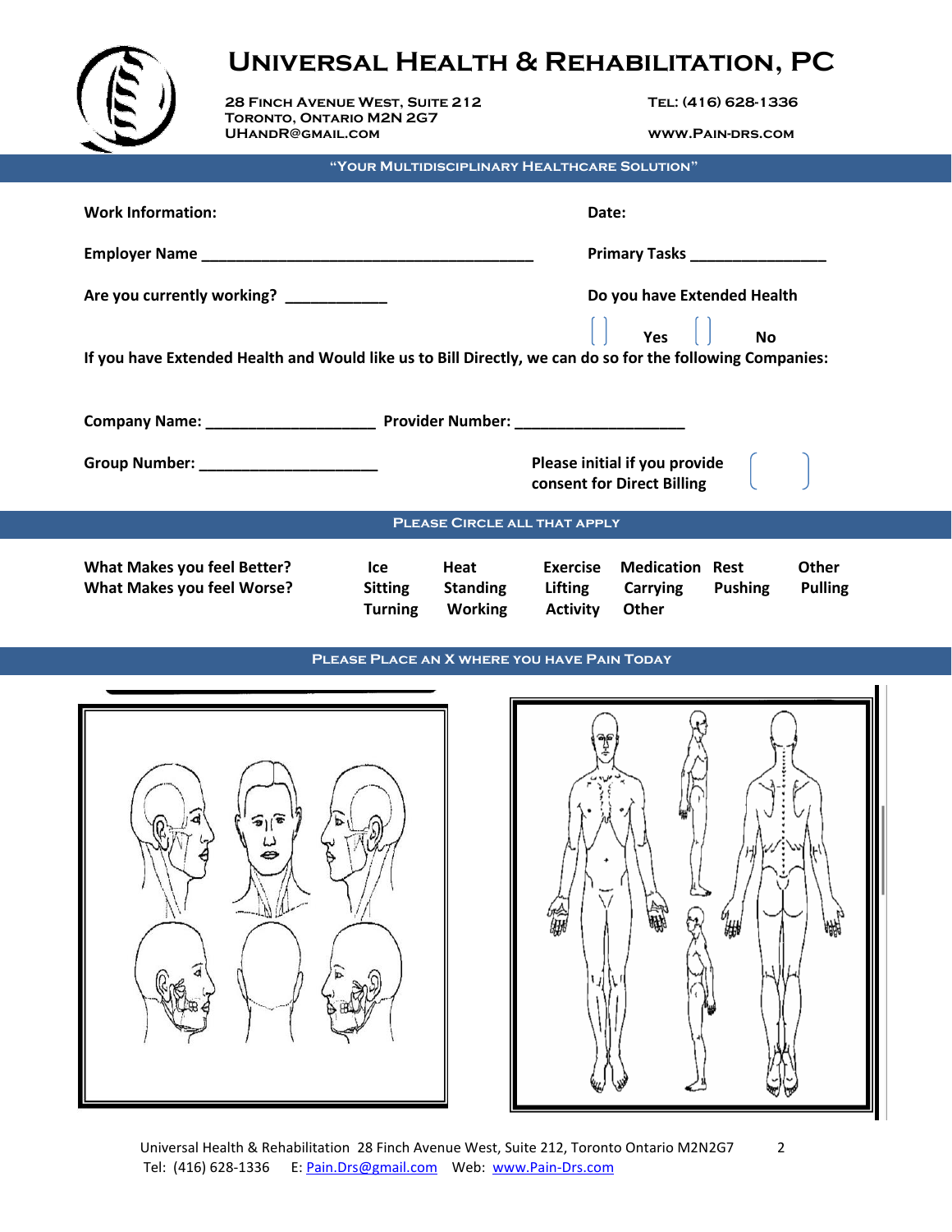# UNIVERSAL HEALTH & REHABILITATION, PC

28 FINCH AVENUE WEST, SUITE 212
TORONTO, ONTARIO M2N 2G7
UHANDR@GMAIL.COM

TEL: (416) 628-1336
WWW.PAIN-DRS.COM

**"YOUR MULTIDISCIPLINARY HEALTHCARE SOLUTION"**

**Work Information:** **Date:**

**Employer Name** ________________________________________ **Primary Tasks** ________________

**Are you currently working?** ____________ **Do you have Extended Health**

[ ] **Yes** [ ] **No**

**If you have Extended Health and Would like us to Bill Directly, we can do so for the following Companies:**

**Company Name:** ____________________ **Provider Number:** ____________________

**Group Number:** ______________________ **Please initial if you provide consent for Direct Billing** ( )

## PLEASE CIRCLE ALL THAT APPLY

| | | | | | | |
|---|---|---|---|---|---|---|
| **What Makes you feel Better?** | **Ice** | **Heat** | **Exercise** | **Medication** | **Rest** | **Other** |
| **What Makes you feel Worse?** | **Sitting** | **Standing** | **Lifting** | **Carrying** | **Pushing** | **Pulling** |
| | **Turning** | **Working** | **Activity** | **Other** | | |

## PLEASE PLACE AN X WHERE YOU HAVE PAIN TODAY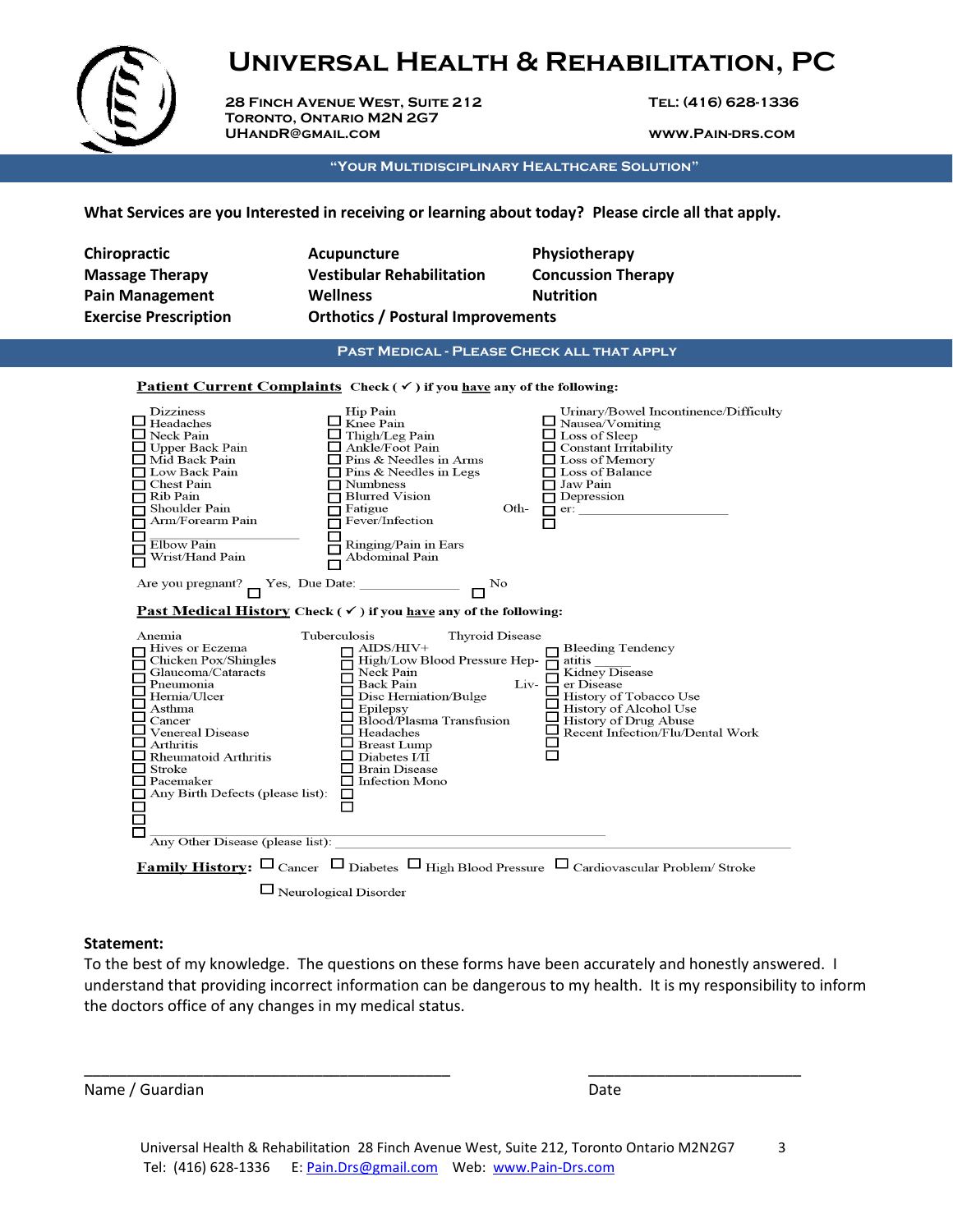# Universal Health & Rehabilitation, PC

28 Finch Avenue West, Suite 212
Toronto, Ontario M2N 2G7
UHandR@gmail.com

Tel: (416) 628-1336
www.Pain-drs.com

**"Your Multidisciplinary Healthcare Solution"**

**What Services are you Interested in receiving or learning about today? Please circle all that apply.**

| | | |
|---|---|---|
| **Chiropractic** | **Acupuncture** | **Physiotherapy** |
| **Massage Therapy** | **Vestibular Rehabilitation** | **Concussion Therapy** |
| **Pain Management** | **Wellness** | **Nutrition** |
| **Exercise Prescription** | **Orthotics / Postural Improvements** | |

## Past Medical - Please Check All That Apply

**Patient Current Complaints** Check ( ✓ ) if you have any of the following:

| | | |
|---|---|---|
| ☐ Dizziness | ☐ Hip Pain | ☐ Urinary/Bowel Incontinence/Difficulty |
| ☐ Headaches | ☐ Knee Pain | ☐ Nausea/Vomiting |
| ☐ Neck Pain | ☐ Thigh/Leg Pain | ☐ Loss of Sleep |
| ☐ Upper Back Pain | ☐ Ankle/Foot Pain | ☐ Constant Irritability |
| ☐ Mid Back Pain | ☐ Pins & Needles in Arms | ☐ Loss of Memory |
| ☐ Low Back Pain | ☐ Pins & Needles in Legs | ☐ Loss of Balance |
| ☐ Chest Pain | ☐ Numbness | ☐ Jaw Pain |
| ☐ Rib Pain | ☐ Blurred Vision | ☐ Depression |
| ☐ Shoulder Pain | ☐ Fatigue | ☐ Other: ____________________ |
| ☐ Arm/Forearm Pain | ☐ Fever/Infection | |
| ☐ Elbow Pain | ☐ Ringing/Pain in Ears | |
| ☐ Wrist/Hand Pain | ☐ Abdominal Pain | |

Are you pregnant? ☐ Yes, Due Date: ______________ ☐ No

**Past Medical History** Check ( ✓ ) if you have any of the following:

| | | |
|---|---|---|
| ☐ Anemia | ☐ Tuberculosis | ☐ Thyroid Disease |
| ☐ Hives or Eczema | ☐ AIDS/HIV+ | ☐ Bleeding Tendency |
| ☐ Chicken Pox/Shingles | ☐ High/Low Blood Pressure | ☐ Hepatitis _____ |
| ☐ Glaucoma/Cataracts | ☐ Neck Pain | ☐ Kidney Disease |
| ☐ Pneumonia | ☐ Back Pain | ☐ Liver Disease |
| ☐ Hernia/Ulcer | ☐ Disc Herniation/Bulge | ☐ History of Tobacco Use |
| ☐ Asthma | ☐ Epilepsy | ☐ History of Alcohol Use |
| ☐ Cancer | ☐ Blood/Plasma Transfusion | ☐ History of Drug Abuse |
| ☐ Venereal Disease | ☐ Headaches | ☐ Recent Infection/Flu/Dental Work |
| ☐ Arthritis | ☐ Breast Lump | |
| ☐ Rheumatoid Arthritis | ☐ Diabetes I/II | |
| ☐ Stroke | ☐ Brain Disease | |
| ☐ Pacemaker | ☐ Infection Mono | |
| ☐ Any Birth Defects (please list): | | |

Any Other Disease (please list): ____________________________________________

**Family History:** ☐ Cancer ☐ Diabetes ☐ High Blood Pressure ☐ Cardiovascular Problem/ Stroke ☐ Neurological Disorder

**Statement:**
To the best of my knowledge. The questions on these forms have been accurately and honestly answered. I understand that providing incorrect information can be dangerous to my health. It is my responsibility to inform the doctors office of any changes in my medical status.

_______________________________________ _______________________
Name / Guardian Date

Universal Health & Rehabilitation 28 Finch Avenue West, Suite 212, Toronto Ontario M2N2G7
Tel: (416) 628-1336 E: Pain.Drs@gmail.com Web: www.Pain-Drs.com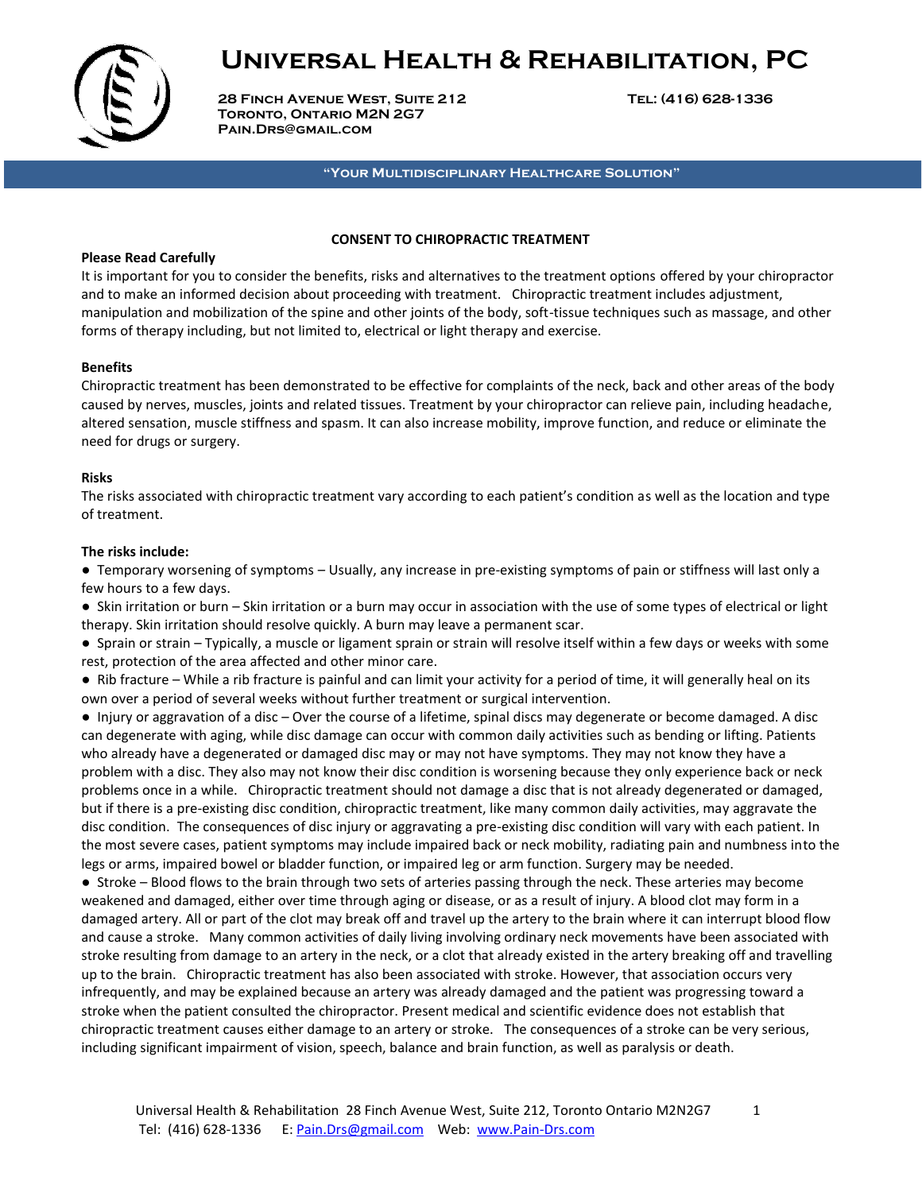# Universal Health & Rehabilitation, PC

**28 Finch Avenue West, Suite 212**
**Toronto, Ontario M2N 2G7**
**Pain.Drs@gmail.com**

**Tel: (416) 628-1336**

**"Your Multidisciplinary Healthcare Solution"**

## CONSENT TO CHIROPRACTIC TREATMENT

**Please Read Carefully**

It is important for you to consider the benefits, risks and alternatives to the treatment options offered by your chiropractor and to make an informed decision about proceeding with treatment. Chiropractic treatment includes adjustment, manipulation and mobilization of the spine and other joints of the body, soft-tissue techniques such as massage, and other forms of therapy including, but not limited to, electrical or light therapy and exercise.

**Benefits**

Chiropractic treatment has been demonstrated to be effective for complaints of the neck, back and other areas of the body caused by nerves, muscles, joints and related tissues. Treatment by your chiropractor can relieve pain, including headache, altered sensation, muscle stiffness and spasm. It can also increase mobility, improve function, and reduce or eliminate the need for drugs or surgery.

**Risks**

The risks associated with chiropractic treatment vary according to each patient's condition as well as the location and type of treatment.

**The risks include:**

- Temporary worsening of symptoms – Usually, any increase in pre-existing symptoms of pain or stiffness will last only a few hours to a few days.
- Skin irritation or burn – Skin irritation or a burn may occur in association with the use of some types of electrical or light therapy. Skin irritation should resolve quickly. A burn may leave a permanent scar.
- Sprain or strain – Typically, a muscle or ligament sprain or strain will resolve itself within a few days or weeks with some rest, protection of the area affected and other minor care.
- Rib fracture – While a rib fracture is painful and can limit your activity for a period of time, it will generally heal on its own over a period of several weeks without further treatment or surgical intervention.
- Injury or aggravation of a disc – Over the course of a lifetime, spinal discs may degenerate or become damaged. A disc can degenerate with aging, while disc damage can occur with common daily activities such as bending or lifting. Patients who already have a degenerated or damaged disc may or may not have symptoms. They may not know they have a problem with a disc. They also may not know their disc condition is worsening because they only experience back or neck problems once in a while. Chiropractic treatment should not damage a disc that is not already degenerated or damaged, but if there is a pre-existing disc condition, chiropractic treatment, like many common daily activities, may aggravate the disc condition. The consequences of disc injury or aggravating a pre-existing disc condition will vary with each patient. In the most severe cases, patient symptoms may include impaired back or neck mobility, radiating pain and numbness into the legs or arms, impaired bowel or bladder function, or impaired leg or arm function. Surgery may be needed.
- Stroke – Blood flows to the brain through two sets of arteries passing through the neck. These arteries may become weakened and damaged, either over time through aging or disease, or as a result of injury. A blood clot may form in a damaged artery. All or part of the clot may break off and travel up the artery to the brain where it can interrupt blood flow and cause a stroke. Many common activities of daily living involving ordinary neck movements have been associated with stroke resulting from damage to an artery in the neck, or a clot that already existed in the artery breaking off and travelling up to the brain. Chiropractic treatment has also been associated with stroke. However, that association occurs very infrequently, and may be explained because an artery was already damaged and the patient was progressing toward a stroke when the patient consulted the chiropractor. Present medical and scientific evidence does not establish that chiropractic treatment causes either damage to an artery or stroke. The consequences of a stroke can be very serious, including significant impairment of vision, speech, balance and brain function, as well as paralysis or death.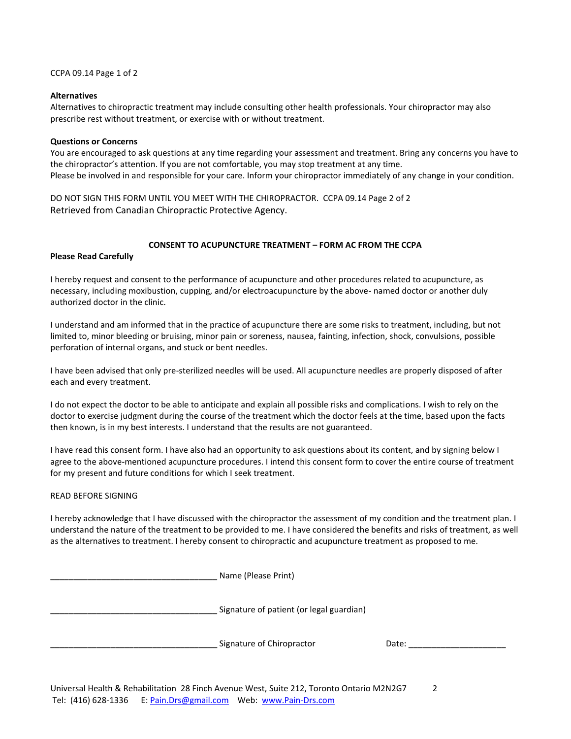CCPA 09.14 Page 1 of 2

**Alternatives**

Alternatives to chiropractic treatment may include consulting other health professionals. Your chiropractor may also prescribe rest without treatment, or exercise with or without treatment.

**Questions or Concerns**

You are encouraged to ask questions at any time regarding your assessment and treatment. Bring any concerns you have to the chiropractor's attention. If you are not comfortable, you may stop treatment at any time.
Please be involved in and responsible for your care. Inform your chiropractor immediately of any change in your condition.

DO NOT SIGN THIS FORM UNTIL YOU MEET WITH THE CHIROPRACTOR. CCPA 09.14 Page 2 of 2
Retrieved from Canadian Chiropractic Protective Agency.

## CONSENT TO ACUPUNCTURE TREATMENT – FORM AC FROM THE CCPA

**Please Read Carefully**

I hereby request and consent to the performance of acupuncture and other procedures related to acupuncture, as necessary, including moxibustion, cupping, and/or electroacupuncture by the above- named doctor or another duly authorized doctor in the clinic.

I understand and am informed that in the practice of acupuncture there are some risks to treatment, including, but not limited to, minor bleeding or bruising, minor pain or soreness, nausea, fainting, infection, shock, convulsions, possible perforation of internal organs, and stuck or bent needles.

I have been advised that only pre-sterilized needles will be used. All acupuncture needles are properly disposed of after each and every treatment.

I do not expect the doctor to be able to anticipate and explain all possible risks and complications. I wish to rely on the doctor to exercise judgment during the course of the treatment which the doctor feels at the time, based upon the facts then known, is in my best interests. I understand that the results are not guaranteed.

I have read this consent form. I have also had an opportunity to ask questions about its content, and by signing below I agree to the above-mentioned acupuncture procedures. I intend this consent form to cover the entire course of treatment for my present and future conditions for which I seek treatment.

READ BEFORE SIGNING

I hereby acknowledge that I have discussed with the chiropractor the assessment of my condition and the treatment plan. I understand the nature of the treatment to be provided to me. I have considered the benefits and risks of treatment, as well as the alternatives to treatment. I hereby consent to chiropractic and acupuncture treatment as proposed to me.

____________________________________ Name (Please Print)

____________________________________ Signature of patient (or legal guardian)

____________________________________ Signature of Chiropractor Date: _____________________

Universal Health & Rehabilitation 28 Finch Avenue West, Suite 212, Toronto Ontario M2N2G7
Tel: (416) 628-1336 E: Pain.Drs@gmail.com Web: www.Pain-Drs.com